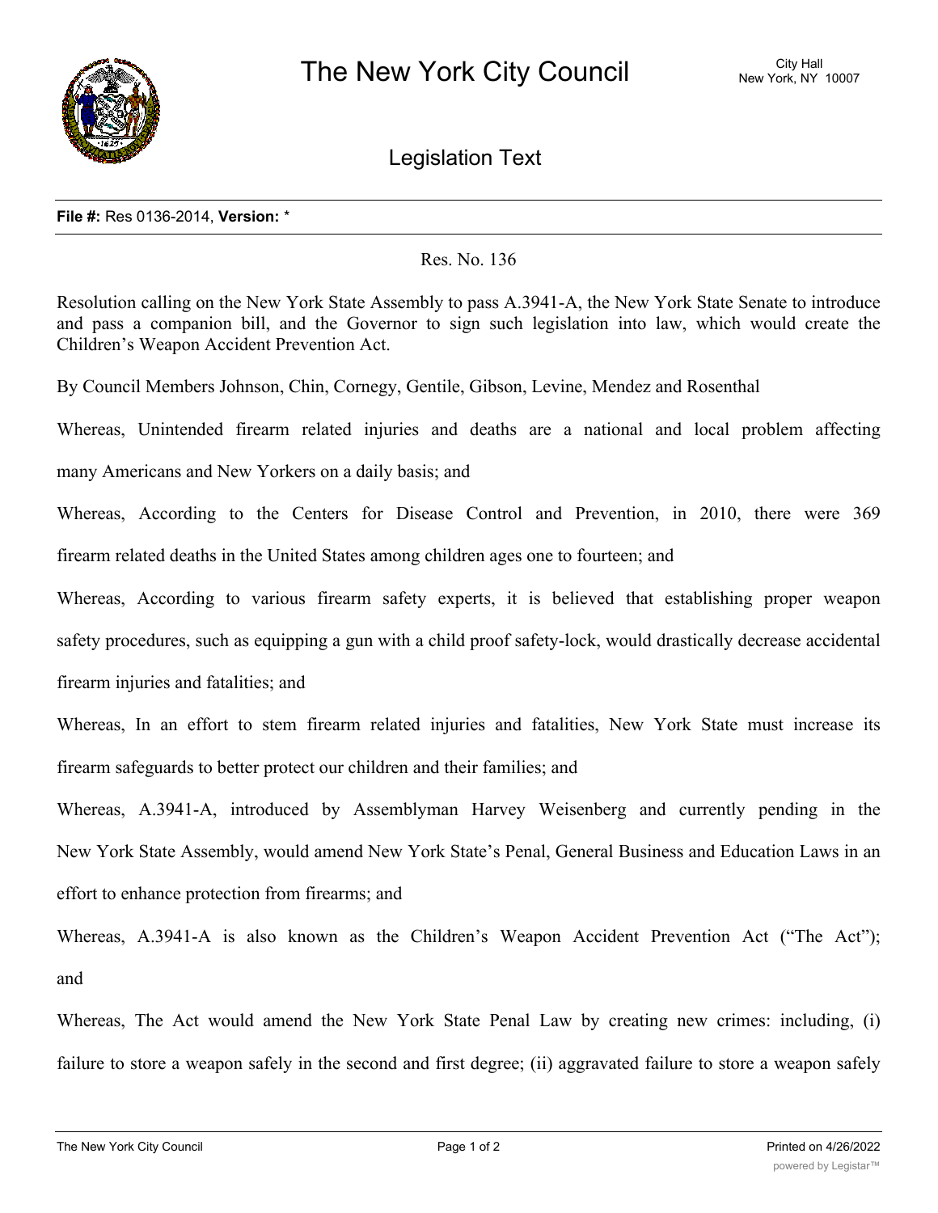# The New York City Council

City Hall
New York, NY 10007

## Legislation Text

**File #:** Res 0136-2014, **Version:** *

Res. No. 136

Resolution calling on the New York State Assembly to pass A.3941-A, the New York State Senate to introduce and pass a companion bill, and the Governor to sign such legislation into law, which would create the Children's Weapon Accident Prevention Act.

By Council Members Johnson, Chin, Cornegy, Gentile, Gibson, Levine, Mendez and Rosenthal

Whereas, Unintended firearm related injuries and deaths are a national and local problem affecting many Americans and New Yorkers on a daily basis; and

Whereas, According to the Centers for Disease Control and Prevention, in 2010, there were 369 firearm related deaths in the United States among children ages one to fourteen; and

Whereas, According to various firearm safety experts, it is believed that establishing proper weapon safety procedures, such as equipping a gun with a child proof safety-lock, would drastically decrease accidental firearm injuries and fatalities; and

Whereas, In an effort to stem firearm related injuries and fatalities, New York State must increase its firearm safeguards to better protect our children and their families; and

Whereas, A.3941-A, introduced by Assemblyman Harvey Weisenberg and currently pending in the New York State Assembly, would amend New York State's Penal, General Business and Education Laws in an effort to enhance protection from firearms; and

Whereas, A.3941-A is also known as the Children's Weapon Accident Prevention Act ("The Act"); and

Whereas, The Act would amend the New York State Penal Law by creating new crimes: including, (i) failure to store a weapon safely in the second and first degree; (ii) aggravated failure to store a weapon safely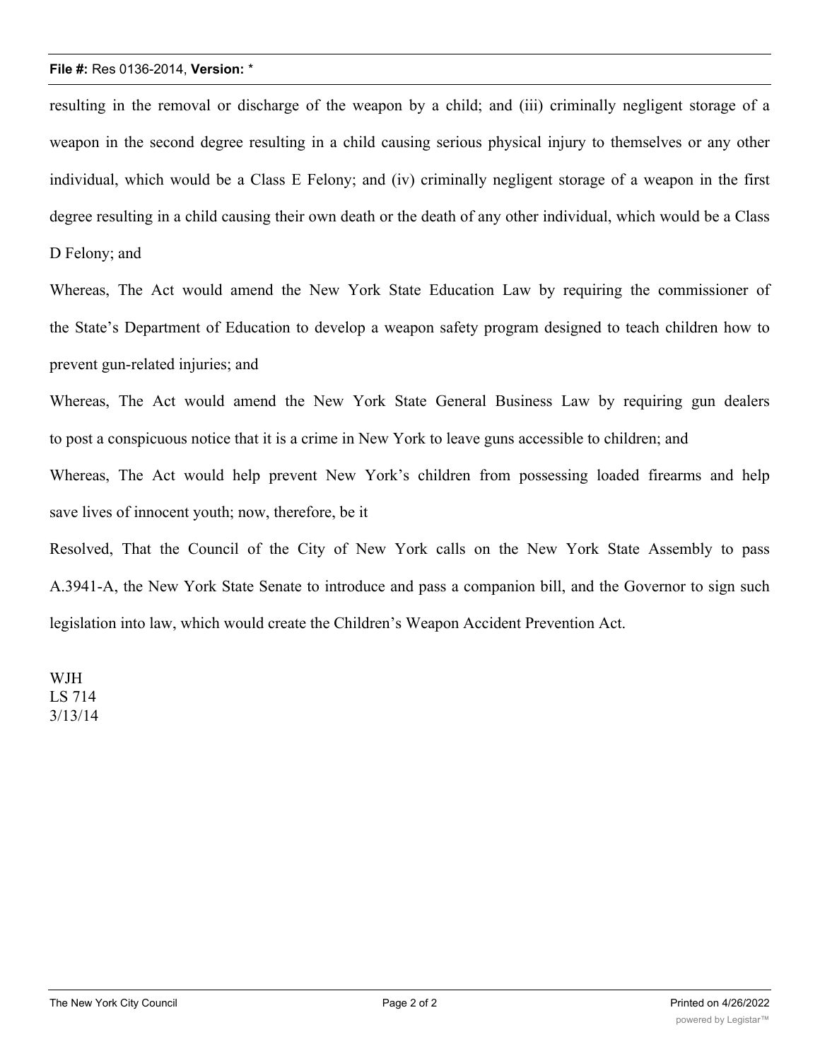resulting in the removal or discharge of the weapon by a child; and (iii) criminally negligent storage of a weapon in the second degree resulting in a child causing serious physical injury to themselves or any other individual, which would be a Class E Felony; and (iv) criminally negligent storage of a weapon in the first degree resulting in a child causing their own death or the death of any other individual, which would be a Class D Felony; and

Whereas, The Act would amend the New York State Education Law by requiring the commissioner of the State's Department of Education to develop a weapon safety program designed to teach children how to prevent gun-related injuries; and

Whereas, The Act would amend the New York State General Business Law by requiring gun dealers to post a conspicuous notice that it is a crime in New York to leave guns accessible to children; and

Whereas, The Act would help prevent New York's children from possessing loaded firearms and help save lives of innocent youth; now, therefore, be it

Resolved, That the Council of the City of New York calls on the New York State Assembly to pass A.3941-A, the New York State Senate to introduce and pass a companion bill, and the Governor to sign such legislation into law, which would create the Children's Weapon Accident Prevention Act.

WJH
LS 714
3/13/14